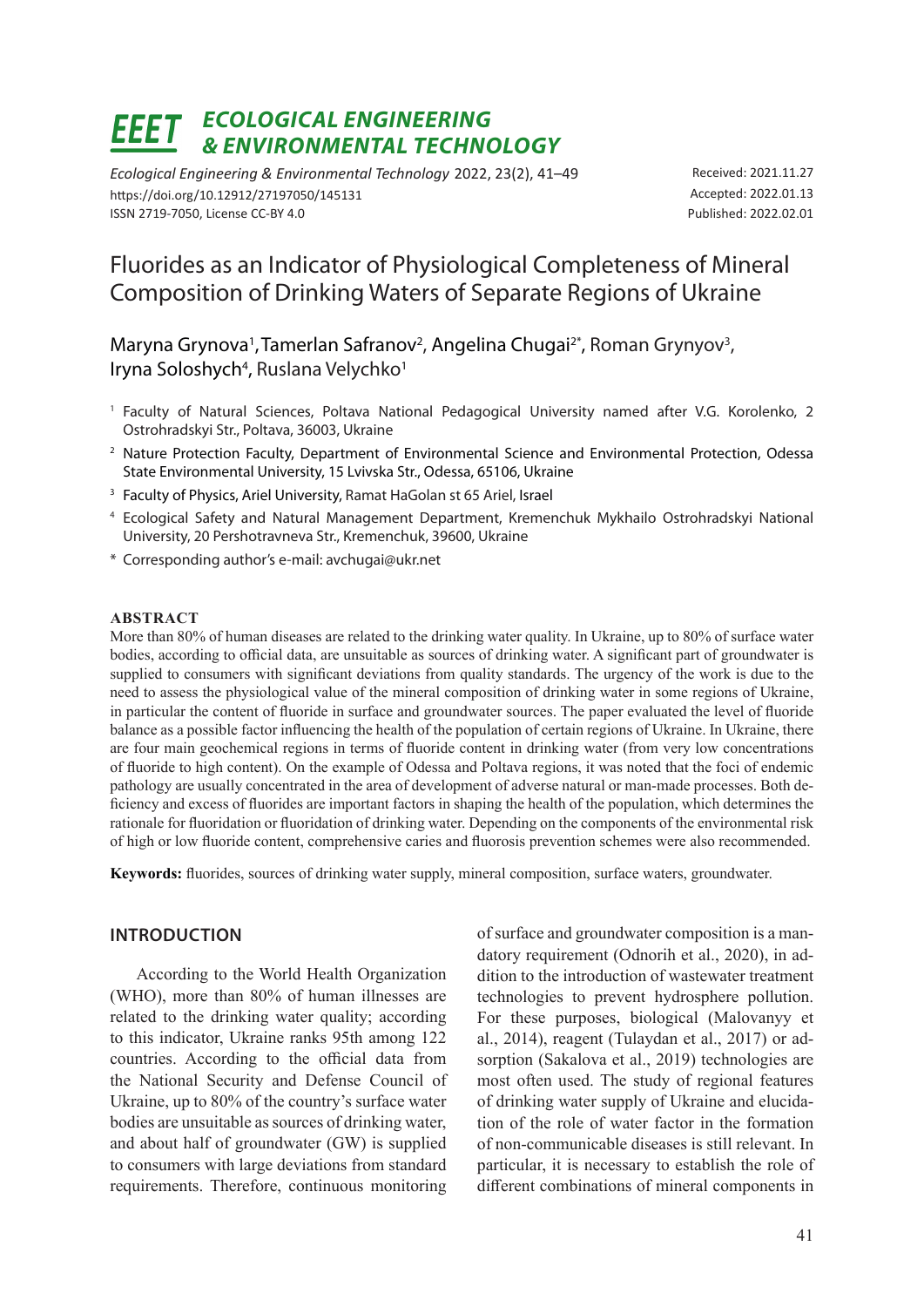# EEET ECOLOGICAL ENGINEERING & ENVIRONMENTAL TECHNOLOGY

*Ecological Engineering & Environmental Technology* 2022, 23(2), 41–49
https://doi.org/10.12912/27197050/145131
ISSN 2719-7050, License CC-BY 4.0

Received: 2021.11.27
Accepted: 2022.01.13
Published: 2022.02.01

# Fluorides as an Indicator of Physiological Completeness of Mineral Composition of Drinking Waters of Separate Regions of Ukraine

Maryna Grynova[1], Tamerlan Safranov[2], Angelina Chugai[2*], Roman Grynyov[3], Iryna Soloshych[4], Ruslana Velychko[1]

[1] Faculty of Natural Sciences, Poltava National Pedagogical University named after V.G. Korolenko, 2 Ostrohradskyi Str., Poltava, 36003, Ukraine

[2] Nature Protection Faculty, Department of Environmental Science and Environmental Protection, Odessa State Environmental University, 15 Lvivska Str., Odessa, 65106, Ukraine

[3] Faculty of Physics, Ariel University, Ramat HaGolan st 65 Ariel, Israel

[4] Ecological Safety and Natural Management Department, Kremenchuk Mykhailo Ostrohradskyi National University, 20 Pershotravneva Str., Kremenchuk, 39600, Ukraine

\* Corresponding author's e-mail: avchugai@ukr.net

## ABSTRACT

More than 80% of human diseases are related to the drinking water quality. In Ukraine, up to 80% of surface water bodies, according to official data, are unsuitable as sources of drinking water. A significant part of groundwater is supplied to consumers with significant deviations from quality standards. The urgency of the work is due to the need to assess the physiological value of the mineral composition of drinking water in some regions of Ukraine, in particular the content of fluoride in surface and groundwater sources. The paper evaluated the level of fluoride balance as a possible factor influencing the health of the population of certain regions of Ukraine. In Ukraine, there are four main geochemical regions in terms of fluoride content in drinking water (from very low concentrations of fluoride to high content). On the example of Odessa and Poltava regions, it was noted that the foci of endemic pathology are usually concentrated in the area of development of adverse natural or man-made processes. Both deficiency and excess of fluorides are important factors in shaping the health of the population, which determines the rationale for fluoridation or fluoridation of drinking water. Depending on the components of the environmental risk of high or low fluoride content, comprehensive caries and fluorosis prevention schemes were also recommended.

**Keywords:** fluorides, sources of drinking water supply, mineral composition, surface waters, groundwater.

## INTRODUCTION

According to the World Health Organization (WHO), more than 80% of human illnesses are related to the drinking water quality; according to this indicator, Ukraine ranks 95th among 122 countries. According to the official data from the National Security and Defense Council of Ukraine, up to 80% of the country's surface water bodies are unsuitable as sources of drinking water, and about half of groundwater (GW) is supplied to consumers with large deviations from standard requirements. Therefore, continuous monitoring of surface and groundwater composition is a mandatory requirement (Odnorih et al., 2020), in addition to the introduction of wastewater treatment technologies to prevent hydrosphere pollution. For these purposes, biological (Malovanyy et al., 2014), reagent (Tulaydan et al., 2017) or adsorption (Sakalova et al., 2019) technologies are most often used. The study of regional features of drinking water supply of Ukraine and elucidation of the role of water factor in the formation of non-communicable diseases is still relevant. In particular, it is necessary to establish the role of different combinations of mineral components in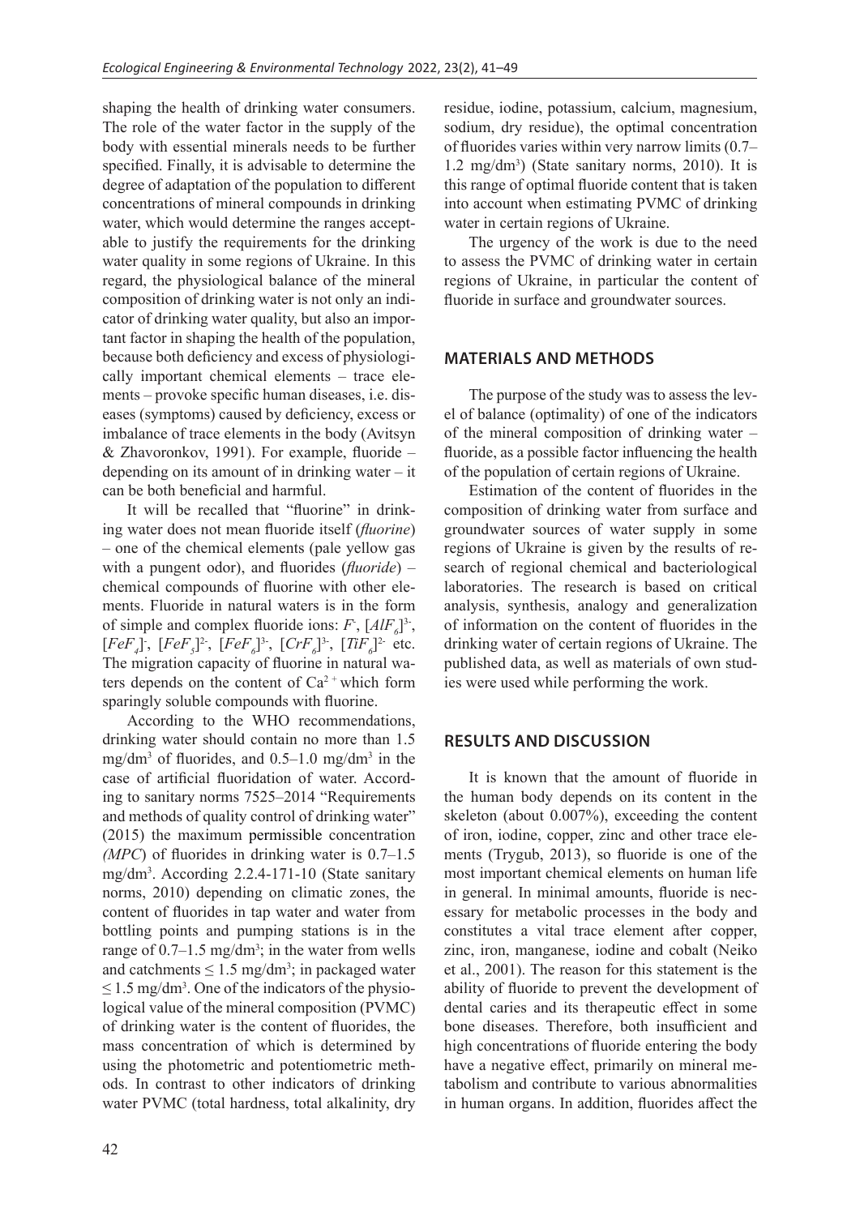shaping the health of drinking water consumers. The role of the water factor in the supply of the body with essential minerals needs to be further specified. Finally, it is advisable to determine the degree of adaptation of the population to different concentrations of mineral compounds in drinking water, which would determine the ranges acceptable to justify the requirements for the drinking water quality in some regions of Ukraine. In this regard, the physiological balance of the mineral composition of drinking water is not only an indicator of drinking water quality, but also an important factor in shaping the health of the population, because both deficiency and excess of physiologically important chemical elements – trace elements – provoke specific human diseases, i.e. diseases (symptoms) caused by deficiency, excess or imbalance of trace elements in the body (Avitsyn & Zhavoronkov, 1991). For example, fluoride – depending on its amount of in drinking water – it can be both beneficial and harmful.

It will be recalled that "fluorine" in drinking water does not mean fluoride itself (*fluorine*) – one of the chemical elements (pale yellow gas with a pungent odor), and fluorides (*fluoride*) – chemical compounds of fluorine with other elements. Fluoride in natural waters is in the form of simple and complex fluoride ions: $F^-$, $[AlF_6]^{3-}$, $[FeF_4]^-$, $[FeF_5]^{2-}$, $[FeF_6]^{3-}$, $[CrF_6]^{3-}$, $[TiF_6]^{2-}$ etc. The migration capacity of fluorine in natural waters depends on the content of $Ca^{2+}$ which form sparingly soluble compounds with fluorine.

According to the WHO recommendations, drinking water should contain no more than 1.5 mg/dm$^3$ of fluorides, and 0.5–1.0 mg/dm$^3$ in the case of artificial fluoridation of water. According to sanitary norms 7525–2014 "Requirements and methods of quality control of drinking water" (2015) the maximum permissible concentration *(MPC*) of fluorides in drinking water is 0.7–1.5 mg/dm$^3$. According 2.2.4-171-10 (State sanitary norms, 2010) depending on climatic zones, the content of fluorides in tap water and water from bottling points and pumping stations is in the range of 0.7–1.5 mg/dm$^3$; in the water from wells and catchments $\leq$ 1.5 mg/dm$^3$; in packaged water $\leq$ 1.5 mg/dm$^3$. One of the indicators of the physiological value of the mineral composition (PVMC) of drinking water is the content of fluorides, the mass concentration of which is determined by using the photometric and potentiometric methods. In contrast to other indicators of drinking water PVMC (total hardness, total alkalinity, dry residue, iodine, potassium, calcium, magnesium, sodium, dry residue), the optimal concentration of fluorides varies within very narrow limits (0.7–1.2 mg/dm$^3$) (State sanitary norms, 2010). It is this range of optimal fluoride content that is taken into account when estimating PVMC of drinking water in certain regions of Ukraine.

The urgency of the work is due to the need to assess the PVMC of drinking water in certain regions of Ukraine, in particular the content of fluoride in surface and groundwater sources.

## MATERIALS AND METHODS

The purpose of the study was to assess the level of balance (optimality) of one of the indicators of the mineral composition of drinking water – fluoride, as a possible factor influencing the health of the population of certain regions of Ukraine.

Estimation of the content of fluorides in the composition of drinking water from surface and groundwater sources of water supply in some regions of Ukraine is given by the results of research of regional chemical and bacteriological laboratories. The research is based on critical analysis, synthesis, analogy and generalization of information on the content of fluorides in the drinking water of certain regions of Ukraine. The published data, as well as materials of own studies were used while performing the work.

## RESULTS AND DISCUSSION

It is known that the amount of fluoride in the human body depends on its content in the skeleton (about 0.007%), exceeding the content of iron, iodine, copper, zinc and other trace elements (Trygub, 2013), so fluoride is one of the most important chemical elements on human life in general. In minimal amounts, fluoride is necessary for metabolic processes in the body and constitutes a vital trace element after copper, zinc, iron, manganese, iodine and cobalt (Neiko et al., 2001). The reason for this statement is the ability of fluoride to prevent the development of dental caries and its therapeutic effect in some bone diseases. Therefore, both insufficient and high concentrations of fluoride entering the body have a negative effect, primarily on mineral metabolism and contribute to various abnormalities in human organs. In addition, fluorides affect the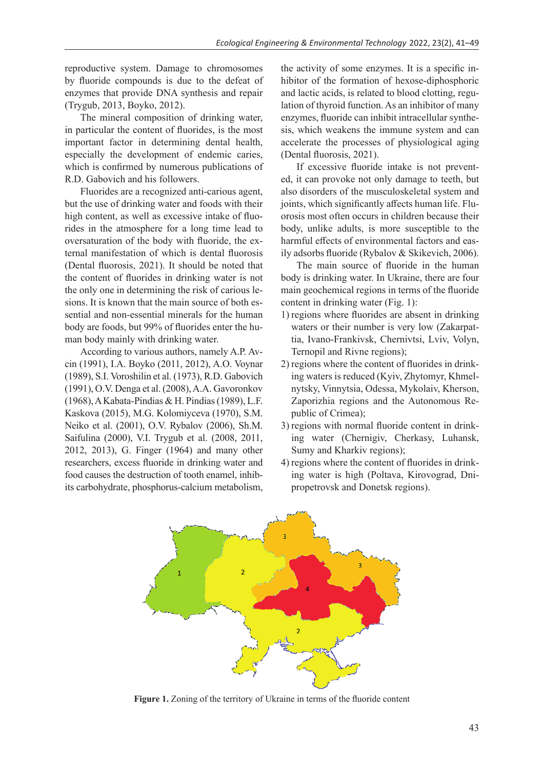reproductive system. Damage to chromosomes by fluoride compounds is due to the defeat of enzymes that provide DNA synthesis and repair (Trygub, 2013, Boyko, 2012).

The mineral composition of drinking water, in particular the content of fluorides, is the most important factor in determining dental health, especially the development of endemic caries, which is confirmed by numerous publications of R.D. Gabovich and his followers.

Fluorides are a recognized anti-carious agent, but the use of drinking water and foods with their high content, as well as excessive intake of fluorides in the atmosphere for a long time lead to oversaturation of the body with fluoride, the external manifestation of which is dental fluorosis (Dental fluorosis, 2021). It should be noted that the content of fluorides in drinking water is not the only one in determining the risk of carious lesions. It is known that the main source of both essential and non-essential minerals for the human body are foods, but 99% of fluorides enter the human body mainly with drinking water.

According to various authors, namely A.P. Avcin (1991), I.A. Boyko (2011, 2012), A.O. Voynar (1989), S.I. Voroshilin et al. (1973), R.D. Gabovich (1991), O.V. Denga et al. (2008), A.A. Gavoronkov (1968), A Kabata-Pindias & H. Pindias (1989), L.F. Kaskova (2015), M.G. Kolomiyceva (1970), S.M. Neiko et al. (2001), O.V. Rybalov (2006), Sh.M. Saifulina (2000), V.I. Trygub et al. (2008, 2011, 2012, 2013), G. Finger (1964) and many other researchers, excess fluoride in drinking water and food causes the destruction of tooth enamel, inhibits carbohydrate, phosphorus-calcium metabolism, the activity of some enzymes. It is a specific inhibitor of the formation of hexose-diphosphoric and lactic acids, is related to blood clotting, regulation of thyroid function. As an inhibitor of many enzymes, fluoride can inhibit intracellular synthesis, which weakens the immune system and can accelerate the processes of physiological aging (Dental fluorosis, 2021).

If excessive fluoride intake is not prevented, it can provoke not only damage to teeth, but also disorders of the musculoskeletal system and joints, which significantly affects human life. Fluorosis most often occurs in children because their body, unlike adults, is more susceptible to the harmful effects of environmental factors and easily adsorbs fluoride (Rybalov & Skikevich, 2006).

The main source of fluoride in the human body is drinking water. In Ukraine, there are four main geochemical regions in terms of the fluoride content in drinking water (Fig. 1):

1) regions where fluorides are absent in drinking waters or their number is very low (Zakarpattia, Ivano-Frankivsk, Chernivtsi, Lviv, Volyn, Ternopil and Rivne regions);
2) regions where the content of fluorides in drinking waters is reduced (Kyiv, Zhytomyr, Khmelnytsky, Vinnytsia, Odessa, Mykolaiv, Kherson, Zaporizhia regions and the Autonomous Republic of Crimea);
3) regions with normal fluoride content in drinking water (Chernigiv, Cherkasy, Luhansk, Sumy and Kharkiv regions);
4) regions where the content of fluorides in drinking water is high (Poltava, Kirovograd, Dnipropetrovsk and Donetsk regions).

**Figure 1.** Zoning of the territory of Ukraine in terms of the fluoride content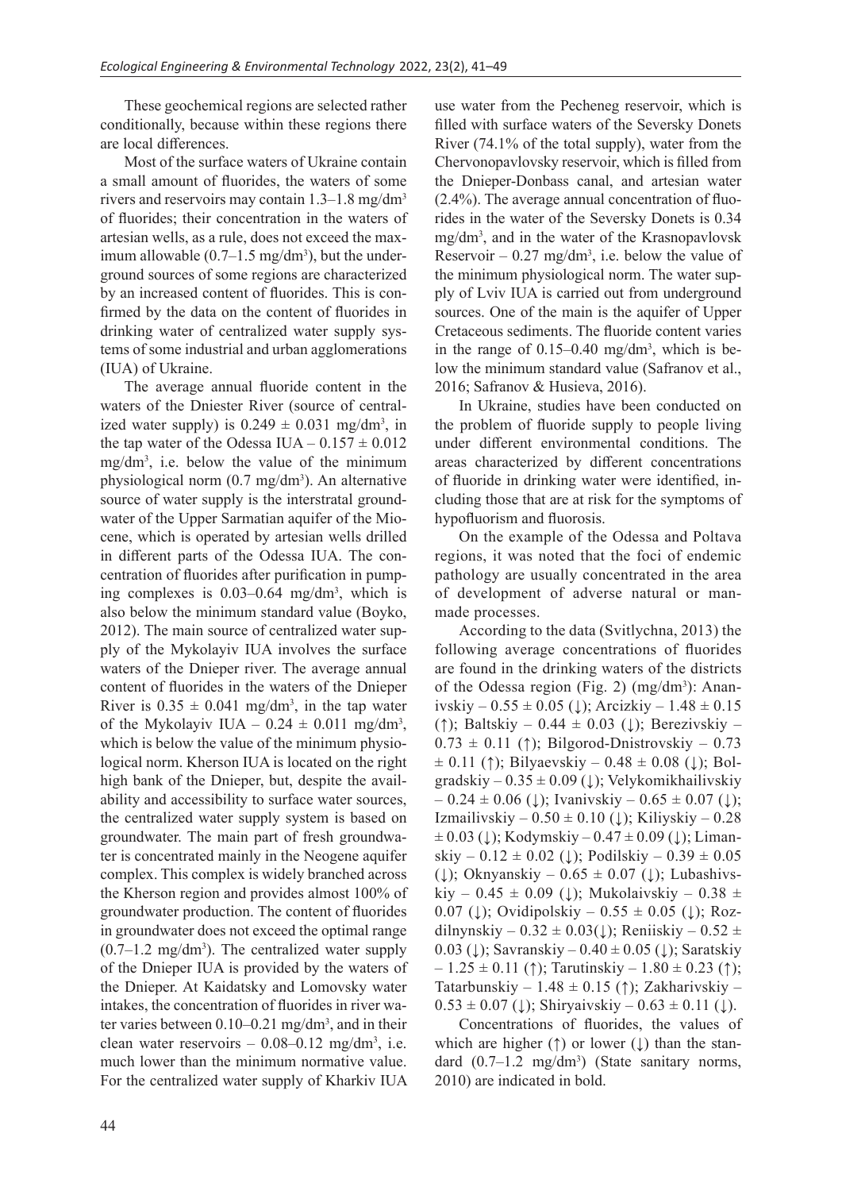These geochemical regions are selected rather conditionally, because within these regions there are local differences.

Most of the surface waters of Ukraine contain a small amount of fluorides, the waters of some rivers and reservoirs may contain 1.3–1.8 mg/dm$^3$ of fluorides; their concentration in the waters of artesian wells, as a rule, does not exceed the maximum allowable (0.7–1.5 mg/dm$^3$), but the underground sources of some regions are characterized by an increased content of fluorides. This is confirmed by the data on the content of fluorides in drinking water of centralized water supply systems of some industrial and urban agglomerations (IUA) of Ukraine.

The average annual fluoride content in the waters of the Dniester River (source of centralized water supply) is 0.249 ± 0.031 mg/dm$^3$, in the tap water of the Odessa IUA – 0.157 ± 0.012 mg/dm$^3$, i.e. below the value of the minimum physiological norm (0.7 mg/dm$^3$). An alternative source of water supply is the interstratal groundwater of the Upper Sarmatian aquifer of the Miocene, which is operated by artesian wells drilled in different parts of the Odessa IUA. The concentration of fluorides after purification in pumping complexes is 0.03–0.64 mg/dm$^3$, which is also below the minimum standard value (Boyko, 2012). The main source of centralized water supply of the Mykolayiv IUA involves the surface waters of the Dnieper river. The average annual content of fluorides in the waters of the Dnieper River is 0.35 ± 0.041 mg/dm$^3$, in the tap water of the Mykolayiv IUA – 0.24 ± 0.011 mg/dm$^3$, which is below the value of the minimum physiological norm. Kherson IUA is located on the right high bank of the Dnieper, but, despite the availability and accessibility to surface water sources, the centralized water supply system is based on groundwater. The main part of fresh groundwater is concentrated mainly in the Neogene aquifer complex. This complex is widely branched across the Kherson region and provides almost 100% of groundwater production. The content of fluorides in groundwater does not exceed the optimal range (0.7–1.2 mg/dm$^3$). The centralized water supply of the Dnieper IUA is provided by the waters of the Dnieper. At Kaidatsky and Lomovsky water intakes, the concentration of fluorides in river water varies between 0.10–0.21 mg/dm$^3$, and in their clean water reservoirs – 0.08–0.12 mg/dm$^3$, i.e. much lower than the minimum normative value. For the centralized water supply of Kharkiv IUA use water from the Pecheneg reservoir, which is filled with surface waters of the Seversky Donets River (74.1% of the total supply), water from the Chervonopavlovsky reservoir, which is filled from the Dnieper-Donbass canal, and artesian water (2.4%). The average annual concentration of fluorides in the water of the Seversky Donets is 0.34 mg/dm$^3$, and in the water of the Krasnopavlovsk Reservoir – 0.27 mg/dm$^3$, i.e. below the value of the minimum physiological norm. The water supply of Lviv IUA is carried out from underground sources. One of the main is the aquifer of Upper Cretaceous sediments. The fluoride content varies in the range of 0.15–0.40 mg/dm$^3$, which is below the minimum standard value (Safranov et al., 2016; Safranov & Husieva, 2016).

In Ukraine, studies have been conducted on the problem of fluoride supply to people living under different environmental conditions. The areas characterized by different concentrations of fluoride in drinking water were identified, including those that are at risk for the symptoms of hypofluorism and fluorosis.

On the example of the Odessa and Poltava regions, it was noted that the foci of endemic pathology are usually concentrated in the area of development of adverse natural or man-made processes.

According to the data (Svitlychna, 2013) the following average concentrations of fluorides are found in the drinking waters of the districts of the Odessa region (Fig. 2) (mg/dm$^3$): Ananivskiy – 0.55 ± 0.05 (↓); Arcizkiy – 1.48 ± 0.15 (↑); Baltskiy – 0.44 ± 0.03 (↓); Berezivskiy – 0.73 ± 0.11 (↑); Bilgorod-Dnistrovskiy – 0.73 ± 0.11 (↑); Bilyaevskiy – 0.48 ± 0.08 (↓); Bolgradskiy – 0.35 ± 0.09 (↓); Velykomikhailivskiy – 0.24 ± 0.06 (↓); Ivanivskiy – 0.65 ± 0.07 (↓); Izmailivskiy – 0.50 ± 0.10 (↓); Kiliyskiy – 0.28 ± 0.03 (↓); Kodymskiy – 0.47 ± 0.09 (↓); Limanskiy – 0.12 ± 0.02 (↓); Podilskiy – 0.39 ± 0.05 (↓); Oknyanskiy – 0.65 ± 0.07 (↓); Lubashivskiy – 0.45 ± 0.09 (↓); Mukolaivskiy – 0.38 ± 0.07 (↓); Ovidipolskiy – 0.55 ± 0.05 (↓); Rozdilnynskiy – 0.32 ± 0.03(↓); Reniiskiy – 0.52 ± 0.03 (↓); Savranskiy – 0.40 ± 0.05 (↓); Saratskiy – 1.25 ± 0.11 (↑); Tarutinskiy – 1.80 ± 0.23 (↑); Tatarbunskiy – 1.48 ± 0.15 (↑); Zakharivskiy – 0.53 ± 0.07 (↓); Shiryaivskiy – 0.63 ± 0.11 (↓).

Concentrations of fluorides, the values of which are higher (↑) or lower (↓) than the standard (0.7–1.2 mg/dm$^3$) (State sanitary norms, 2010) are indicated in bold.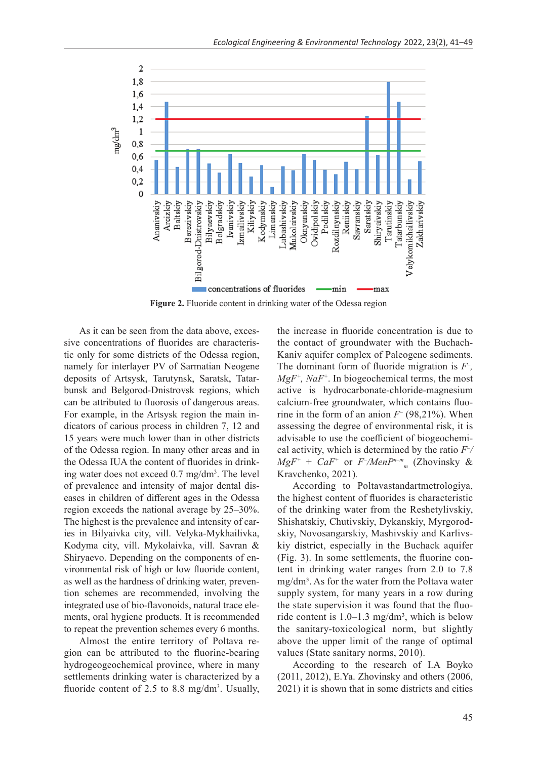Figure 2. Fluoride content in drinking water of the Odessa region

As it can be seen from the data above, excessive concentrations of fluorides are characteristic only for some districts of the Odessa region, namely for interlayer PV of Sarmatian Neogene deposits of Artsysk, Tarutynsk, Saratsk, Tatarbunsk and Belgorod-Dnistrovsk regions, which can be attributed to fluorosis of dangerous areas. For example, in the Artsysk region the main indicators of carious process in children 7, 12 and 15 years were much lower than in other districts of the Odessa region. In many other areas and in the Odessa IUA the content of fluorides in drinking water does not exceed 0.7 mg/dm³. The level of prevalence and intensity of major dental diseases in children of different ages in the Odessa region exceeds the national average by 25–30%. The highest is the prevalence and intensity of caries in Bilyaivka city, vill. Velyka-Mykhailivka, Kodyma city, vill. Mykolaivka, vill. Savran & Shiryaevo. Depending on the components of environmental risk of high or low fluoride content, as well as the hardness of drinking water, prevention schemes are recommended, involving the integrated use of bio-flavonoids, natural trace elements, oral hygiene products. It is recommended to repeat the prevention schemes every 6 months.

Almost the entire territory of Poltava region can be attributed to the fluorine-bearing hydrogeogeochemical province, where in many settlements drinking water is characterized by a fluoride content of 2.5 to 8.8 mg/dm³. Usually, the increase in fluoride concentration is due to the contact of groundwater with the Buchach-Kaniv aquifer complex of Paleogene sediments. The dominant form of fluoride migration is $F^{-}$, $MgF^{+}$, $NaF^{+}$. In biogeochemical terms, the most active is hydrocarbonate-chloride-magnesium calcium-free groundwater, which contains fluorine in the form of an anion $F^{-}$ (98,21%). When assessing the degree of environmental risk, it is advisable to use the coefficient of biogeochemical activity, which is determined by the ratio $F^{-}/MgF^{+} + CaF^{+}$ or $F^{-}/MenP^{n-m}_{m}$ (Zhovinsky & Kravchenko, 2021).

According to Poltavastandartmetrologiya, the highest content of fluorides is characteristic of the drinking water from the Reshetylivskiy, Shishatskiy, Chutivskiy, Dykanskiy, Myrgorodskiy, Novosangarskiy, Mashivskiy and Karlivskiy district, especially in the Buchack aquifer (Fig. 3). In some settlements, the fluorine content in drinking water ranges from 2.0 to 7.8 mg/dm³. As for the water from the Poltava water supply system, for many years in a row during the state supervision it was found that the fluoride content is 1.0–1.3 mg/dm³, which is below the sanitary-toxicological norm, but slightly above the upper limit of the range of optimal values (State sanitary norms, 2010).

According to the research of I.A Boyko (2011, 2012), E.Ya. Zhovinsky and others (2006, 2021) it is shown that in some districts and cities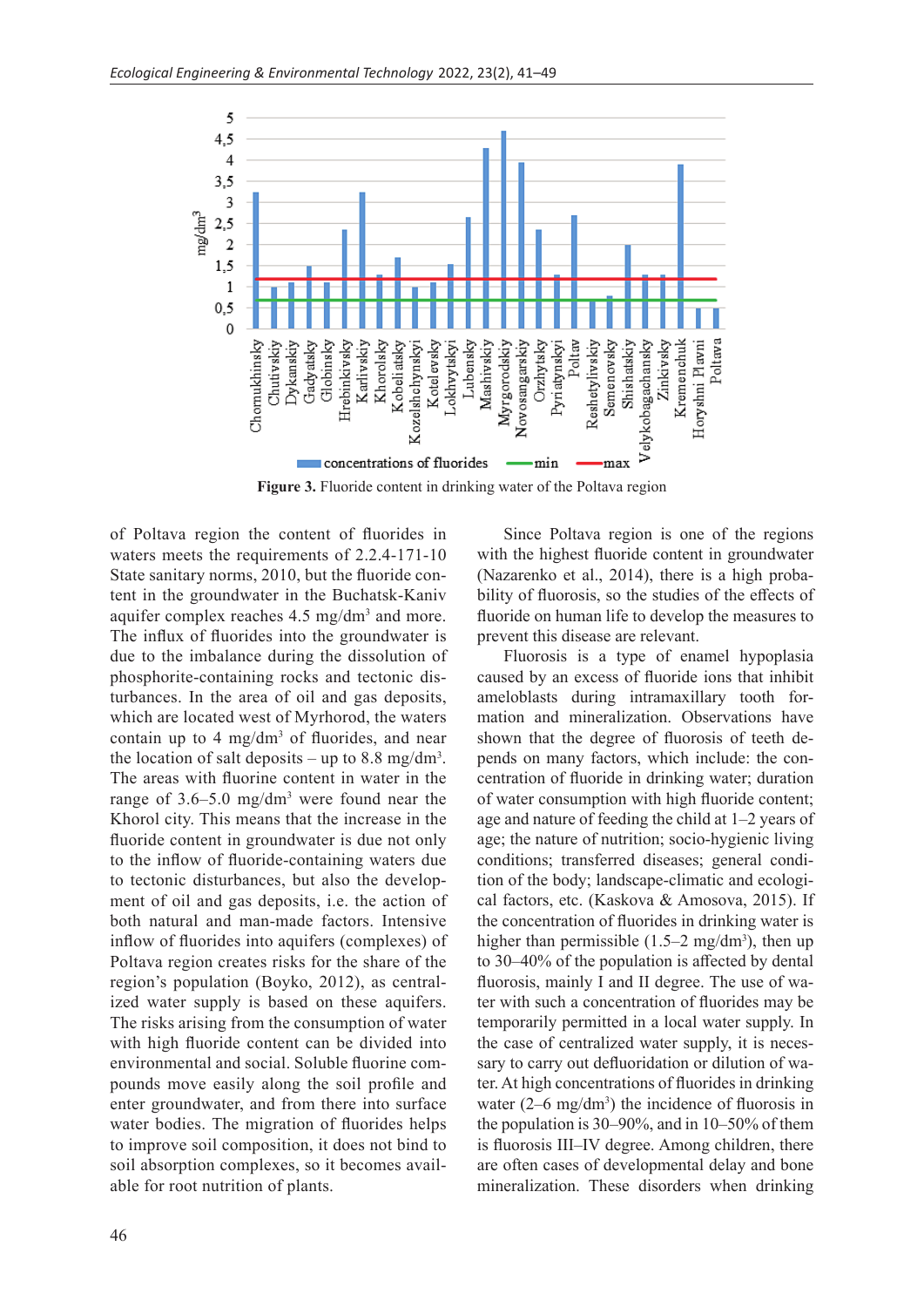**Figure 3.** Fluoride content in drinking water of the Poltava region

of Poltava region the content of fluorides in waters meets the requirements of 2.2.4-171-10 State sanitary norms, 2010, but the fluoride content in the groundwater in the Buchatsk-Kaniv aquifer complex reaches 4.5 mg/dm$^3$ and more. The influx of fluorides into the groundwater is due to the imbalance during the dissolution of phosphorite-containing rocks and tectonic disturbances. In the area of oil and gas deposits, which are located west of Myrhorod, the waters contain up to 4 mg/dm$^3$ of fluorides, and near the location of salt deposits – up to 8.8 mg/dm$^3$. The areas with fluorine content in water in the range of 3.6–5.0 mg/dm$^3$ were found near the Khorol city. This means that the increase in the fluoride content in groundwater is due not only to the inflow of fluoride-containing waters due to tectonic disturbances, but also the development of oil and gas deposits, i.e. the action of both natural and man-made factors. Intensive inflow of fluorides into aquifers (complexes) of Poltava region creates risks for the share of the region's population (Boyko, 2012), as centralized water supply is based on these aquifers. The risks arising from the consumption of water with high fluoride content can be divided into environmental and social. Soluble fluorine compounds move easily along the soil profile and enter groundwater, and from there into surface water bodies. The migration of fluorides helps to improve soil composition, it does not bind to soil absorption complexes, so it becomes available for root nutrition of plants.

Since Poltava region is one of the regions with the highest fluoride content in groundwater (Nazarenko et al., 2014), there is a high probability of fluorosis, so the studies of the effects of fluoride on human life to develop the measures to prevent this disease are relevant.

Fluorosis is a type of enamel hypoplasia caused by an excess of fluoride ions that inhibit ameloblasts during intramaxillary tooth formation and mineralization. Observations have shown that the degree of fluorosis of teeth depends on many factors, which include: the concentration of fluoride in drinking water; duration of water consumption with high fluoride content; age and nature of feeding the child at 1–2 years of age; the nature of nutrition; socio-hygienic living conditions; transferred diseases; general condition of the body; landscape-climatic and ecological factors, etc. (Kaskova & Amosova, 2015). If the concentration of fluorides in drinking water is higher than permissible (1.5–2 mg/dm$^3$), then up to 30–40% of the population is affected by dental fluorosis, mainly I and II degree. The use of water with such a concentration of fluorides may be temporarily permitted in a local water supply. In the case of centralized water supply, it is necessary to carry out defluoridation or dilution of water. At high concentrations of fluorides in drinking water (2–6 mg/dm$^3$) the incidence of fluorosis in the population is 30–90%, and in 10–50% of them is fluorosis III–IV degree. Among children, there are often cases of developmental delay and bone mineralization. These disorders when drinking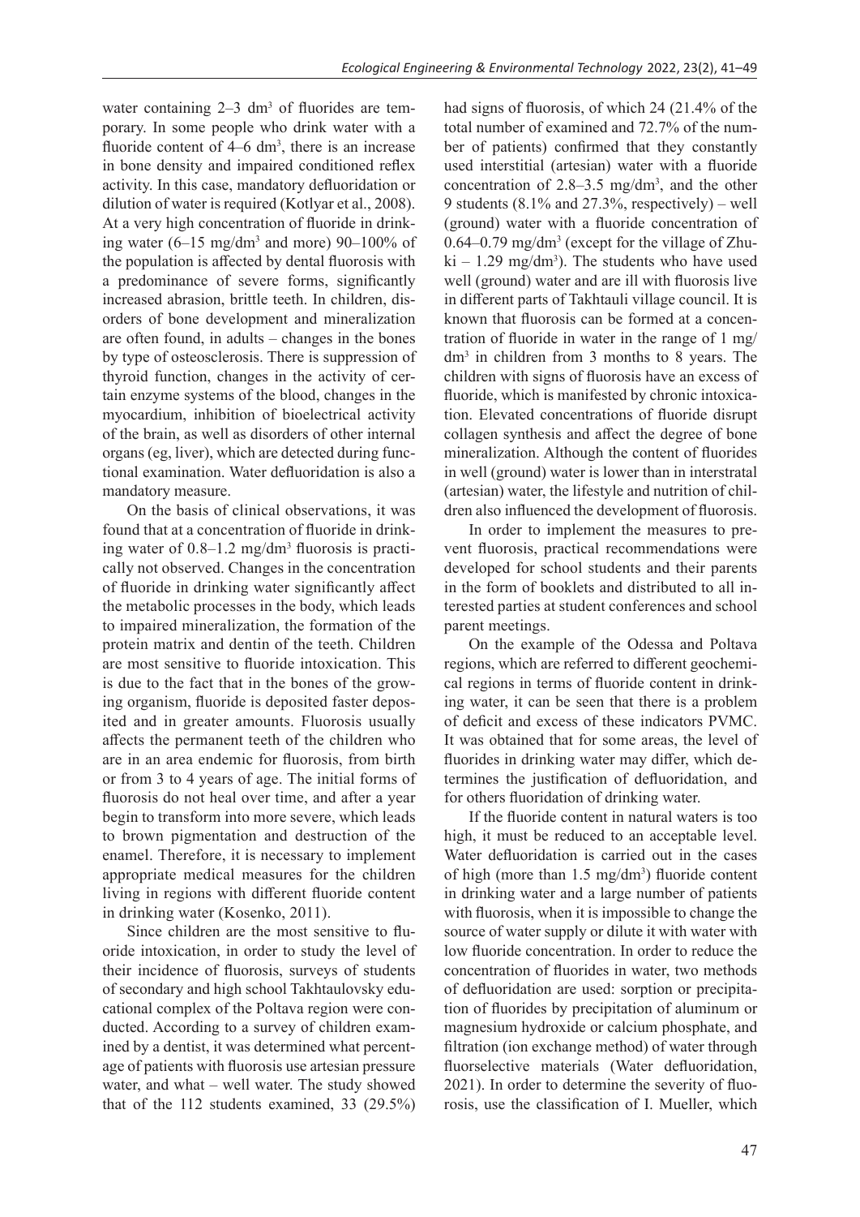water containing 2–3 $dm^3$ of fluorides are temporary. In some people who drink water with a fluoride content of 4–6 $dm^3$, there is an increase in bone density and impaired conditioned reflex activity. In this case, mandatory defluoridation or dilution of water is required (Kotlyar et al., 2008). At a very high concentration of fluoride in drinking water (6–15 mg/$dm^3$ and more) 90–100% of the population is affected by dental fluorosis with a predominance of severe forms, significantly increased abrasion, brittle teeth. In children, disorders of bone development and mineralization are often found, in adults – changes in the bones by type of osteosclerosis. There is suppression of thyroid function, changes in the activity of certain enzyme systems of the blood, changes in the myocardium, inhibition of bioelectrical activity of the brain, as well as disorders of other internal organs (eg, liver), which are detected during functional examination. Water defluoridation is also a mandatory measure.

On the basis of clinical observations, it was found that at a concentration of fluoride in drinking water of 0.8–1.2 mg/$dm^3$ fluorosis is practically not observed. Changes in the concentration of fluoride in drinking water significantly affect the metabolic processes in the body, which leads to impaired mineralization, the formation of the protein matrix and dentin of the teeth. Children are most sensitive to fluoride intoxication. This is due to the fact that in the bones of the growing organism, fluoride is deposited faster deposited and in greater amounts. Fluorosis usually affects the permanent teeth of the children who are in an area endemic for fluorosis, from birth or from 3 to 4 years of age. The initial forms of fluorosis do not heal over time, and after a year begin to transform into more severe, which leads to brown pigmentation and destruction of the enamel. Therefore, it is necessary to implement appropriate medical measures for the children living in regions with different fluoride content in drinking water (Kosenko, 2011).

Since children are the most sensitive to fluoride intoxication, in order to study the level of their incidence of fluorosis, surveys of students of secondary and high school Takhtaulovsky educational complex of the Poltava region were conducted. According to a survey of children examined by a dentist, it was determined what percentage of patients with fluorosis use artesian pressure water, and what – well water. The study showed that of the 112 students examined, 33 (29.5%) had signs of fluorosis, of which 24 (21.4% of the total number of examined and 72.7% of the number of patients) confirmed that they constantly used interstitial (artesian) water with a fluoride concentration of 2.8–3.5 mg/$dm^3$, and the other 9 students (8.1% and 27.3%, respectively) – well (ground) water with a fluoride concentration of 0.64–0.79 mg/$dm^3$ (except for the village of Zhuki – 1.29 mg/$dm^3$). The students who have used well (ground) water and are ill with fluorosis live in different parts of Takhtauli village council. It is known that fluorosis can be formed at a concentration of fluoride in water in the range of 1 mg/$dm^3$ in children from 3 months to 8 years. The children with signs of fluorosis have an excess of fluoride, which is manifested by chronic intoxication. Elevated concentrations of fluoride disrupt collagen synthesis and affect the degree of bone mineralization. Although the content of fluorides in well (ground) water is lower than in interstratal (artesian) water, the lifestyle and nutrition of children also influenced the development of fluorosis.

In order to implement the measures to prevent fluorosis, practical recommendations were developed for school students and their parents in the form of booklets and distributed to all interested parties at student conferences and school parent meetings.

On the example of the Odessa and Poltava regions, which are referred to different geochemical regions in terms of fluoride content in drinking water, it can be seen that there is a problem of deficit and excess of these indicators PVMC. It was obtained that for some areas, the level of fluorides in drinking water may differ, which determines the justification of defluoridation, and for others fluoridation of drinking water.

If the fluoride content in natural waters is too high, it must be reduced to an acceptable level. Water defluoridation is carried out in the cases of high (more than 1.5 mg/$dm^3$) fluoride content in drinking water and a large number of patients with fluorosis, when it is impossible to change the source of water supply or dilute it with water with low fluoride concentration. In order to reduce the concentration of fluorides in water, two methods of defluoridation are used: sorption or precipitation of fluorides by precipitation of aluminum or magnesium hydroxide or calcium phosphate, and filtration (ion exchange method) of water through fluorselective materials (Water defluoridation, 2021). In order to determine the severity of fluorosis, use the classification of I. Mueller, which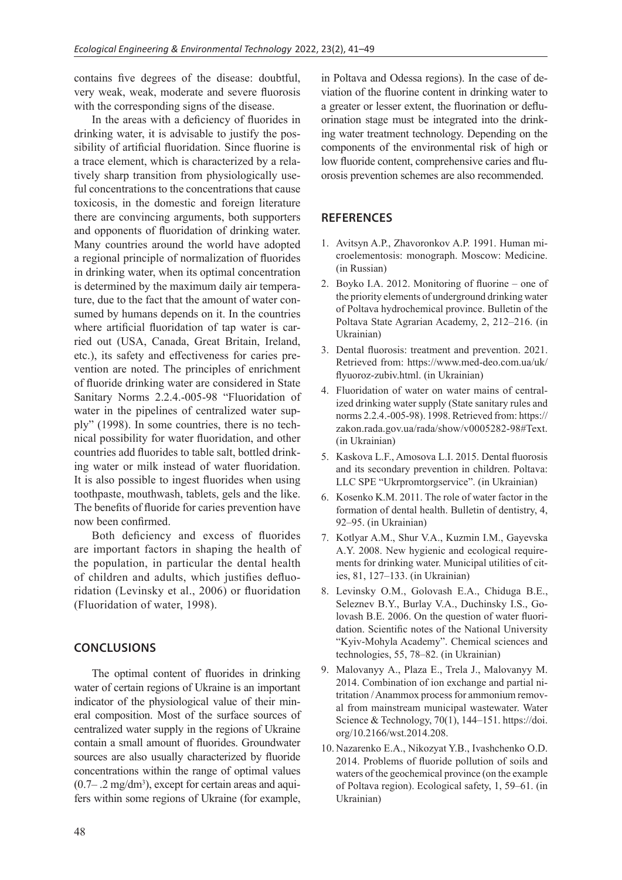contains five degrees of the disease: doubtful, very weak, weak, moderate and severe fluorosis with the corresponding signs of the disease.

In the areas with a deficiency of fluorides in drinking water, it is advisable to justify the possibility of artificial fluoridation. Since fluorine is a trace element, which is characterized by a relatively sharp transition from physiologically useful concentrations to the concentrations that cause toxicosis, in the domestic and foreign literature there are convincing arguments, both supporters and opponents of fluoridation of drinking water. Many countries around the world have adopted a regional principle of normalization of fluorides in drinking water, when its optimal concentration is determined by the maximum daily air temperature, due to the fact that the amount of water consumed by humans depends on it. In the countries where artificial fluoridation of tap water is carried out (USA, Canada, Great Britain, Ireland, etc.), its safety and effectiveness for caries prevention are noted. The principles of enrichment of fluoride drinking water are considered in State Sanitary Norms 2.2.4.-005-98 "Fluoridation of water in the pipelines of centralized water supply" (1998). In some countries, there is no technical possibility for water fluoridation, and other countries add fluorides to table salt, bottled drinking water or milk instead of water fluoridation. It is also possible to ingest fluorides when using toothpaste, mouthwash, tablets, gels and the like. The benefits of fluoride for caries prevention have now been confirmed.

Both deficiency and excess of fluorides are important factors in shaping the health of the population, in particular the dental health of children and adults, which justifies defluoridation (Levinsky et al., 2006) or fluoridation (Fluoridation of water, 1998).

## CONCLUSIONS

The optimal content of fluorides in drinking water of certain regions of Ukraine is an important indicator of the physiological value of their mineral composition. Most of the surface sources of centralized water supply in the regions of Ukraine contain a small amount of fluorides. Groundwater sources are also usually characterized by fluoride concentrations within the range of optimal values (0.7– .2 mg/dm$^3$), except for certain areas and aquifers within some regions of Ukraine (for example, in Poltava and Odessa regions). In the case of deviation of the fluorine content in drinking water to a greater or lesser extent, the fluorination or defluorination stage must be integrated into the drinking water treatment technology. Depending on the components of the environmental risk of high or low fluoride content, comprehensive caries and fluorosis prevention schemes are also recommended.

## REFERENCES

1. Avitsyn A.P., Zhavoronkov A.P. 1991. Human microelementosis: monograph. Moscow: Medicine. (in Russian)
2. Boyko I.A. 2012. Monitoring of fluorine – one of the priority elements of underground drinking water of Poltava hydrochemical province. Bulletin of the Poltava State Agrarian Academy, 2, 212–216. (in Ukrainian)
3. Dental fluorosis: treatment and prevention. 2021. Retrieved from: https://www.med-deo.com.ua/uk/flyuoroz-zubiv.html. (in Ukrainian)
4. Fluoridation of water on water mains of centralized drinking water supply (State sanitary rules and norms 2.2.4.-005-98). 1998. Retrieved from: https://zakon.rada.gov.ua/rada/show/v0005282-98#Text. (in Ukrainian)
5. Kaskova L.F., Amosova L.I. 2015. Dental fluorosis and its secondary prevention in children. Poltava: LLC SPE "Ukrpromtorgservice". (in Ukrainian)
6. Kosenko K.M. 2011. The role of water factor in the formation of dental health. Bulletin of dentistry, 4, 92–95. (in Ukrainian)
7. Kotlyar A.M., Shur V.A., Kuzmin I.M., Gayevska A.Y. 2008. New hygienic and ecological requirements for drinking water. Municipal utilities of cities, 81, 127–133. (in Ukrainian)
8. Levinsky O.M., Golovash E.A., Chiduga B.E., Seleznev B.Y., Burlay V.A., Duchinsky I.S., Golovash B.E. 2006. On the question of water fluoridation. Scientific notes of the National University "Kyiv-Mohyla Academy". Chemical sciences and technologies, 55, 78–82. (in Ukrainian)
9. Malovanyy A., Plaza E., Trela J., Malovanyy M. 2014. Combination of ion exchange and partial nitritation / Anammox process for ammonium removal from mainstream municipal wastewater. Water Science & Technology, 70(1), 144–151. https://doi.org/10.2166/wst.2014.208.
10. Nazarenko E.A., Nikozyat Y.B., Ivashchenko O.D. 2014. Problems of fluoride pollution of soils and waters of the geochemical province (on the example of Poltava region). Ecological safety, 1, 59–61. (in Ukrainian)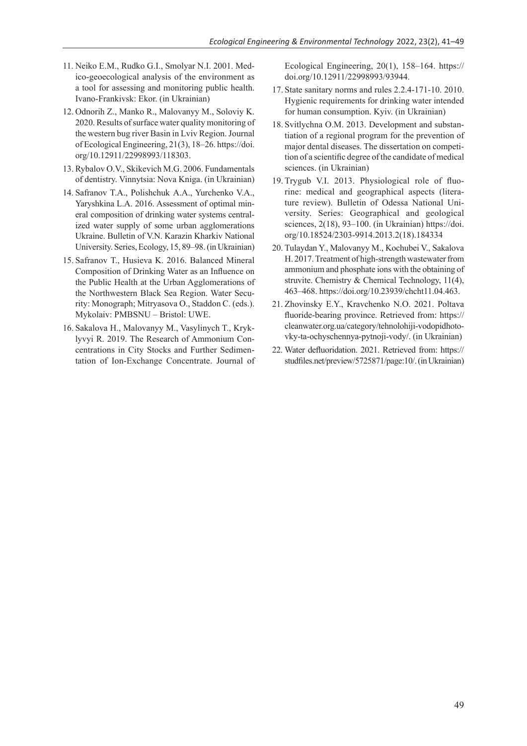11. Neiko E.M., Rudko G.I., Smolyar N.I. 2001. Medico-geoecological analysis of the environment as a tool for assessing and monitoring public health. Ivano-Frankivsk: Ekor. (in Ukrainian)
12. Odnorih Z., Manko R., Malovanyy M., Soloviy K. 2020. Results of surface water quality monitoring of the western bug river Basin in Lviv Region. Journal of Ecological Engineering, 21(3), 18–26. https://doi.org/10.12911/22998993/118303.
13. Rybalov O.V., Skikevich M.G. 2006. Fundamentals of dentistry. Vinnytsia: Nova Kniga. (in Ukrainian)
14. Safranov T.A., Polishchuk A.A., Yurchenko V.A., Yaryshkina L.A. 2016. Assessment of optimal mineral composition of drinking water systems centralized water supply of some urban agglomerations Ukraine. Bulletin of V.N. Karazin Kharkiv National University. Series, Ecology, 15, 89–98. (in Ukrainian)
15. Safranov T., Husieva K. 2016. Balanced Mineral Composition of Drinking Water as an Influence on the Public Health at the Urban Agglomerations of the Northwestern Black Sea Region. Water Security: Monograph; Mitryasova O., Staddon C. (eds.). Mykolaiv: PMBSNU – Bristol: UWE.
16. Sakalova H., Malovanyy M., Vasylinych T., Kryklyvyi R. 2019. The Research of Ammonium Concentrations in City Stocks and Further Sedimentation of Ion-Exchange Concentrate. Journal of Ecological Engineering, 20(1), 158–164. https://doi.org/10.12911/22998993/93944.
17. State sanitary norms and rules 2.2.4-171-10. 2010. Hygienic requirements for drinking water intended for human consumption. Kyiv. (in Ukrainian)
18. Svitlychna O.M. 2013. Development and substantiation of a regional program for the prevention of major dental diseases. The dissertation on competition of a scientific degree of the candidate of medical sciences. (in Ukrainian)
19. Trygub V.I. 2013. Physiological role of fluorine: medical and geographical aspects (literature review). Bulletin of Odessa National University. Series: Geographical and geological sciences, 2(18), 93–100. (in Ukrainian) https://doi.org/10.18524/2303-9914.2013.2(18).184334
20. Tulaydan Y., Malovanyy M., Kochubei V., Sakalova H. 2017. Treatment of high-strength wastewater from ammonium and phosphate ions with the obtaining of struvite. Chemistry & Chemical Technology, 11(4), 463–468. https://doi.org/10.23939/chcht11.04.463.
21. Zhovinsky E.Y., Kravchenko N.O. 2021. Poltava fluoride-bearing province. Retrieved from: https://cleanwater.org.ua/category/tehnolohiji-vodopidhotovky-ta-ochyschennya-pytnoji-vody/. (in Ukrainian)
22. Water defluoridation. 2021. Retrieved from: https://studfiles.net/preview/5725871/page:10/. (in Ukrainian)